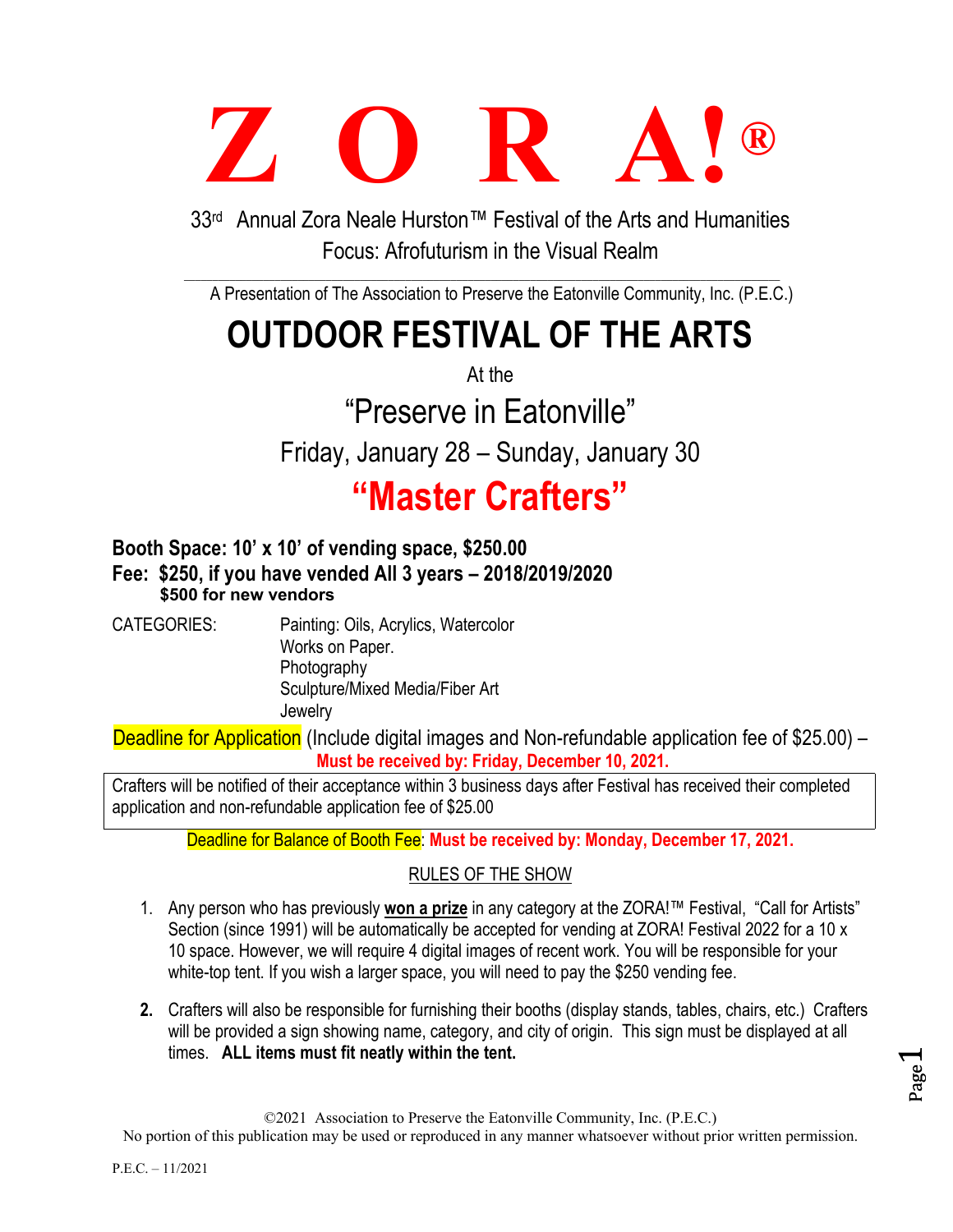# Z O R A!®

33rd Annual Zora Neale Hurston™ Festival of the Arts and Humanities

Focus: Afrofuturism in the Visual Realm

---

A Presentation of The Association to Preserve the Eatonville Community, Inc. (P.E.C.)

# OUTDOOR FESTIVAL OF THE ARTS

At the

## "Preserve in Eatonville"

Friday, January 28 – Sunday, January 30

# "Master Crafters"

**Booth Space: 10' x 10' of vending space, $250.00**
**Fee: $250, if you have vended All 3 years – 2018/2019/2020**
**$500 for new vendors**

CATEGORIES:
- Painting: Oils, Acrylics, Watercolor
- Works on Paper.
- Photography
- Sculpture/Mixed Media/Fiber Art
- Jewelry

Deadline for Application (Include digital images and Non-refundable application fee of $25.00) – **Must be received by: Friday, December 10, 2021.**

Crafters will be notified of their acceptance within 3 business days after Festival has received their completed application and non-refundable application fee of $25.00

Deadline for Balance of Booth Fee: **Must be received by: Monday, December 17, 2021.**

## RULES OF THE SHOW

1. Any person who has previously **won a prize** in any category at the ZORA!™ Festival, "Call for Artists" Section (since 1991) will be automatically be accepted for vending at ZORA! Festival 2022 for a 10 x 10 space. However, we will require 4 digital images of recent work. You will be responsible for your white-top tent. If you wish a larger space, you will need to pay the $250 vending fee.

2. Crafters will also be responsible for furnishing their booths (display stands, tables, chairs, etc.) Crafters will be provided a sign showing name, category, and city of origin. This sign must be displayed at all times. **ALL items must fit neatly within the tent.**

©2021 Association to Preserve the Eatonville Community, Inc. (P.E.C.)
No portion of this publication may be used or reproduced in any manner whatsoever without prior written permission.

P.E.C. – 11/2021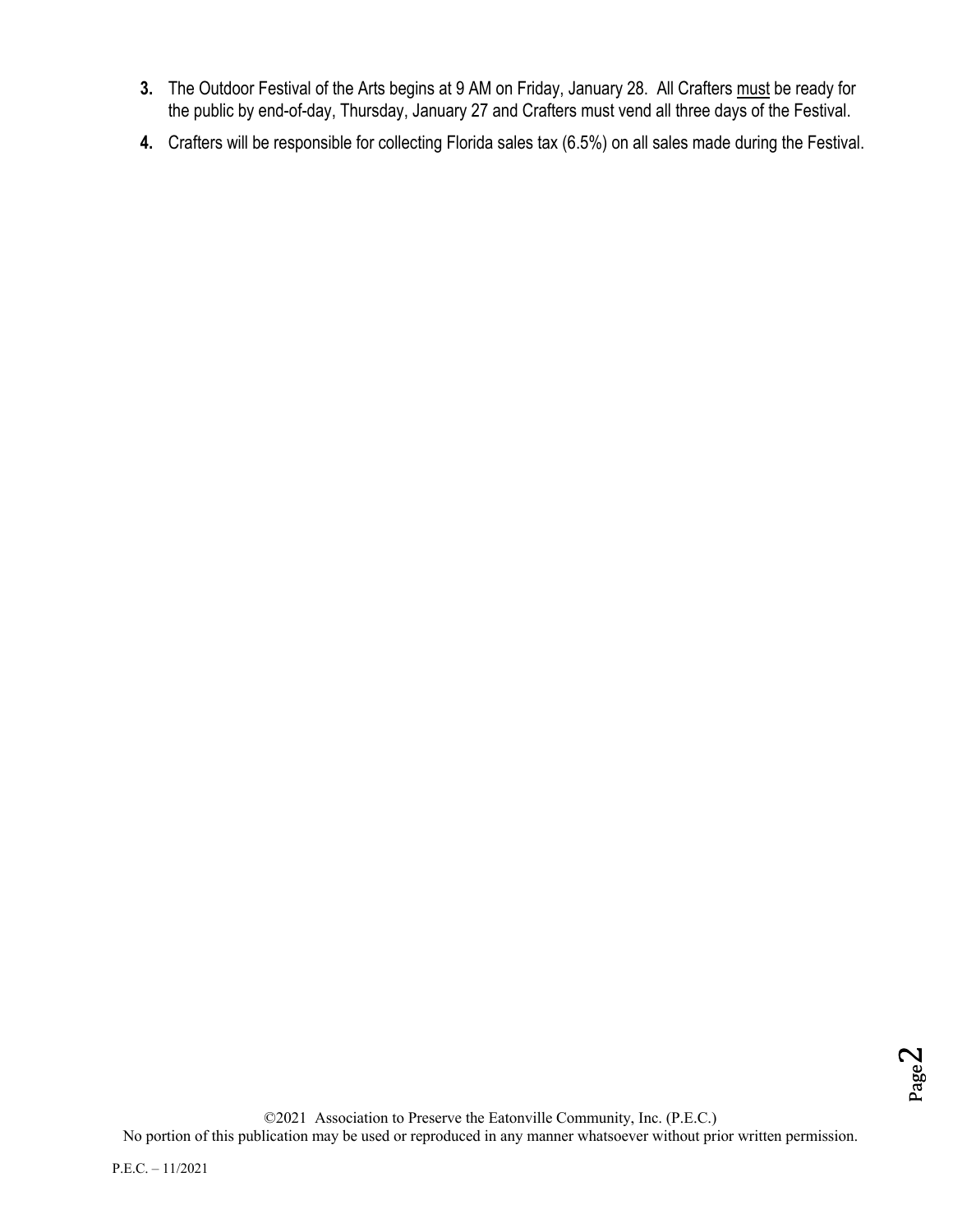3. The Outdoor Festival of the Arts begins at 9 AM on Friday, January 28. All Crafters <u>must</u> be ready for the public by end-of-day, Thursday, January 27 and Crafters must vend all three days of the Festival.
4. Crafters will be responsible for collecting Florida sales tax (6.5%) on all sales made during the Festival.

©2021 Association to Preserve the Eatonville Community, Inc. (P.E.C.)
No portion of this publication may be used or reproduced in any manner whatsoever without prior written permission.

P.E.C. – 11/2021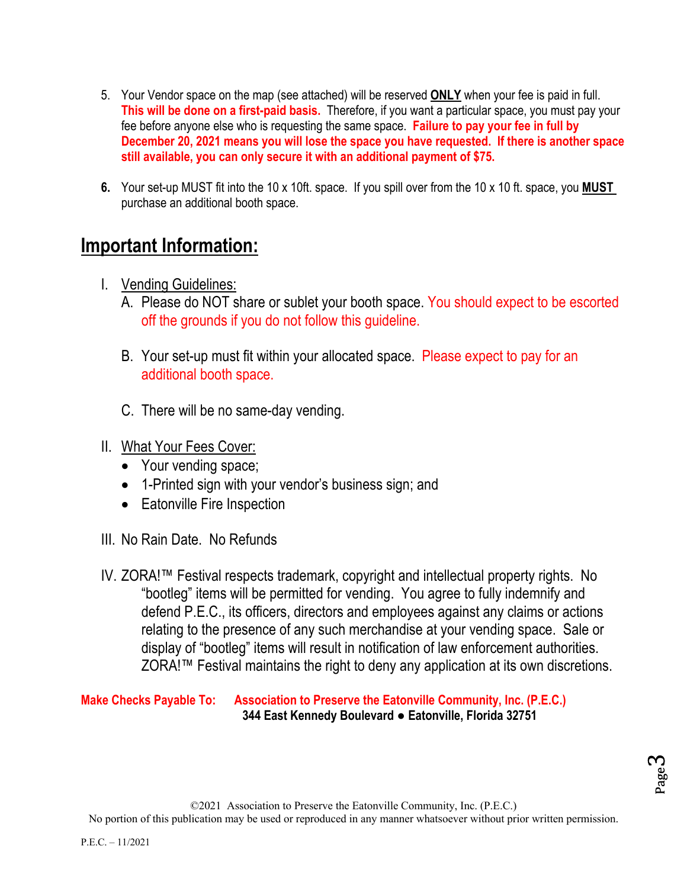5. Your Vendor space on the map (see attached) will be reserved **ONLY** when your fee is paid in full. **This will be done on a first-paid basis.** Therefore, if you want a particular space, you must pay your fee before anyone else who is requesting the same space. **Failure to pay your fee in full by December 20, 2021 means you will lose the space you have requested. If there is another space still available, you can only secure it with an additional payment of $75.**

6. Your set-up MUST fit into the 10 x 10ft. space. If you spill over from the 10 x 10 ft. space, you **MUST** purchase an additional booth space.

## Important Information:

I. Vending Guidelines:
   A. Please do NOT share or sublet your booth space. You should expect to be escorted off the grounds if you do not follow this guideline.

   B. Your set-up must fit within your allocated space. Please expect to pay for an additional booth space.

   C. There will be no same-day vending.

II. What Your Fees Cover:
   - Your vending space;
   - 1-Printed sign with your vendor's business sign; and
   - Eatonville Fire Inspection

III. No Rain Date. No Refunds

IV. ZORA!™ Festival respects trademark, copyright and intellectual property rights. No "bootleg" items will be permitted for vending. You agree to fully indemnify and defend P.E.C., its officers, directors and employees against any claims or actions relating to the presence of any such merchandise at your vending space. Sale or display of "bootleg" items will result in notification of law enforcement authorities. ZORA!™ Festival maintains the right to deny any application at its own discretions.

**Make Checks Payable To:** **Association to Preserve the Eatonville Community, Inc. (P.E.C.)**
**344 East Kennedy Boulevard ● Eatonville, Florida 32751**

©2021 Association to Preserve the Eatonville Community, Inc. (P.E.C.)
No portion of this publication may be used or reproduced in any manner whatsoever without prior written permission.

P.E.C. – 11/2021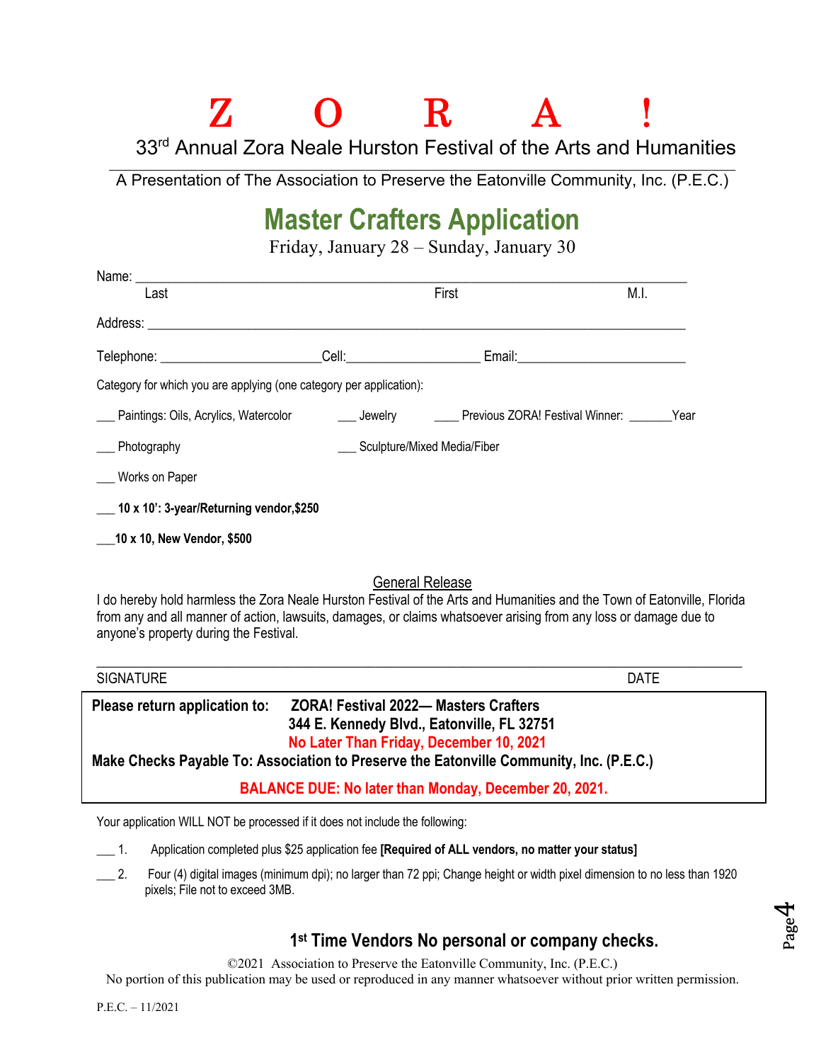# Z O R A !

33rd Annual Zora Neale Hurston Festival of the Arts and Humanities

A Presentation of The Association to Preserve the Eatonville Community, Inc. (P.E.C.)

## Master Crafters Application

Friday, January 28 – Sunday, January 30

Name: ______________________________________________________________________
Last                                        First                                        M.I.

Address: ____________________________________________________________________

Telephone: _____________________Cell:_________________ Email:______________________

Category for which you are applying (one category per application):

___ Paintings: Oils, Acrylics, Watercolor      ___ Jewelry      ____ Previous ZORA! Festival Winner: _______Year

___ Photography      ___ Sculpture/Mixed Media/Fiber

___ Works on Paper

**___ 10 x 10': 3-year/Returning vendor,$250**

**___10 x 10, New Vendor, $500**

General Release

I do hereby hold harmless the Zora Neale Hurston Festival of the Arts and Humanities and the Town of Eatonville, Florida from any and all manner of action, lawsuits, damages, or claims whatsoever arising from any loss or damage due to anyone's property during the Festival.

_____________________________________________________________________________________

SIGNATURE                                                                                                                        DATE

**Please return application to: ZORA! Festival 2022— Masters Crafters**
**344 E. Kennedy Blvd., Eatonville, FL 32751**
**No Later Than Friday, December 10, 2021**
**Make Checks Payable To: Association to Preserve the Eatonville Community, Inc. (P.E.C.)**

**BALANCE DUE: No later than Monday, December 20, 2021.**

Your application WILL NOT be processed if it does not include the following:

___ 1. Application completed plus $25 application fee **[Required of ALL vendors, no matter your status]**

___ 2. Four (4) digital images (minimum dpi); no larger than 72 ppi; Change height or width pixel dimension to no less than 1920 pixels; File not to exceed 3MB.

### 1st Time Vendors No personal or company checks.

©2021 Association to Preserve the Eatonville Community, Inc. (P.E.C.)
No portion of this publication may be used or reproduced in any manner whatsoever without prior written permission.

P.E.C. – 11/2021